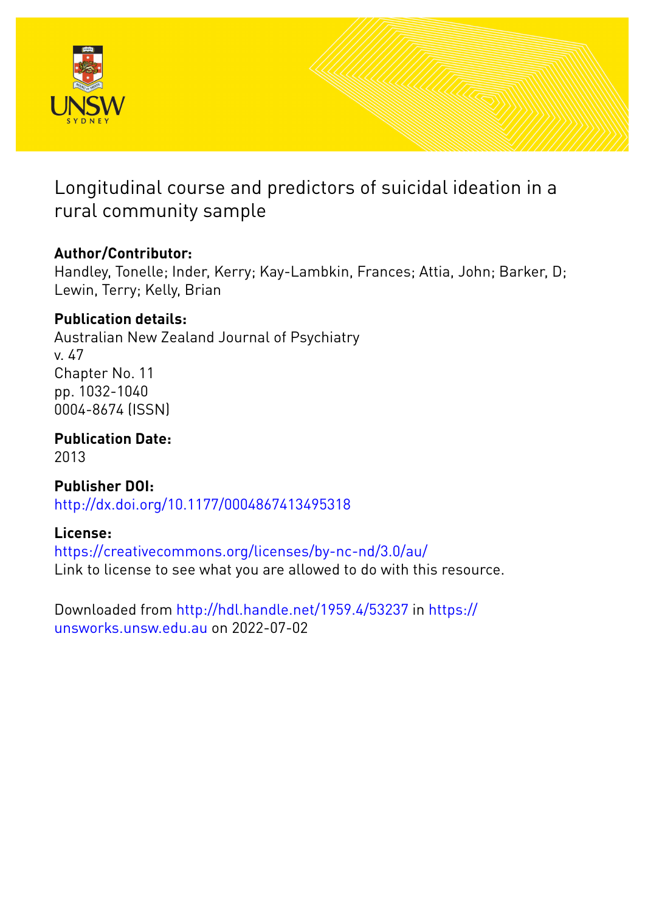# Longitudinal course and predictors of suicidal ideation in a rural community sample

## Author/Contributor:

Handley, Tonelle; Inder, Kerry; Kay-Lambkin, Frances; Attia, John; Barker, D; Lewin, Terry; Kelly, Brian

## Publication details:

Australian New Zealand Journal of Psychiatry
v. 47
Chapter No. 11
pp. 1032-1040
0004-8674 (ISSN)

## Publication Date:

2013

## Publisher DOI:

http://dx.doi.org/10.1177/0004867413495318

## License:

https://creativecommons.org/licenses/by-nc-nd/3.0/au/
Link to license to see what you are allowed to do with this resource.

Downloaded from http://hdl.handle.net/1959.4/53237 in https://unsworks.unsw.edu.au on 2022-07-02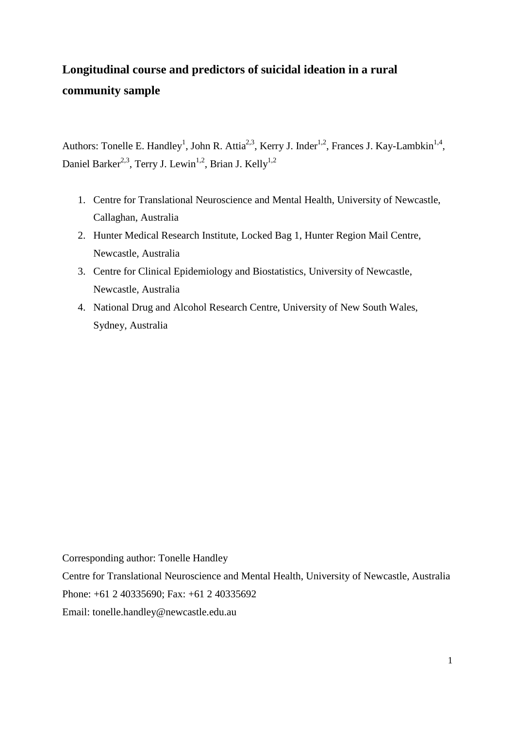# Longitudinal course and predictors of suicidal ideation in a rural community sample

Authors: Tonelle E. Handley[1], John R. Attia[2,3], Kerry J. Inder[1,2], Frances J. Kay-Lambkin[1,4], Daniel Barker[2,3], Terry J. Lewin[1,2], Brian J. Kelly[1,2]

1. Centre for Translational Neuroscience and Mental Health, University of Newcastle, Callaghan, Australia
2. Hunter Medical Research Institute, Locked Bag 1, Hunter Region Mail Centre, Newcastle, Australia
3. Centre for Clinical Epidemiology and Biostatistics, University of Newcastle, Newcastle, Australia
4. National Drug and Alcohol Research Centre, University of New South Wales, Sydney, Australia

Corresponding author: Tonelle Handley

Centre for Translational Neuroscience and Mental Health, University of Newcastle, Australia

Phone: +61 2 40335690; Fax: +61 2 40335692

Email: tonelle.handley@newcastle.edu.au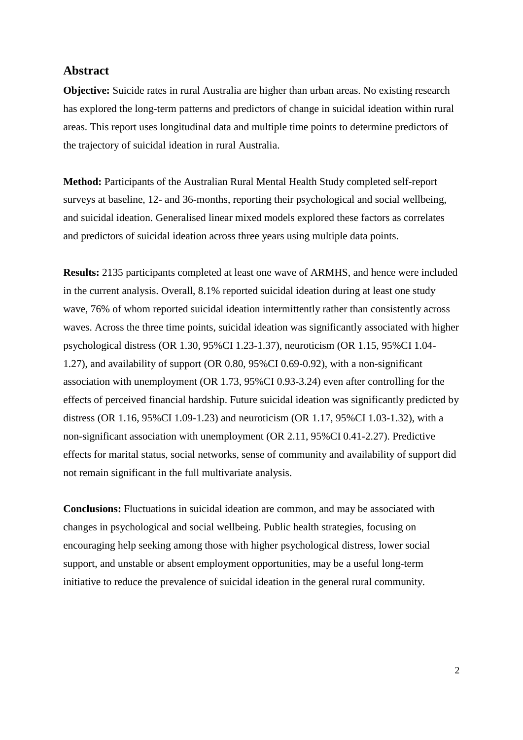## Abstract

**Objective:** Suicide rates in rural Australia are higher than urban areas. No existing research has explored the long-term patterns and predictors of change in suicidal ideation within rural areas. This report uses longitudinal data and multiple time points to determine predictors of the trajectory of suicidal ideation in rural Australia.

**Method:** Participants of the Australian Rural Mental Health Study completed self-report surveys at baseline, 12- and 36-months, reporting their psychological and social wellbeing, and suicidal ideation. Generalised linear mixed models explored these factors as correlates and predictors of suicidal ideation across three years using multiple data points.

**Results:** 2135 participants completed at least one wave of ARMHS, and hence were included in the current analysis. Overall, 8.1% reported suicidal ideation during at least one study wave, 76% of whom reported suicidal ideation intermittently rather than consistently across waves. Across the three time points, suicidal ideation was significantly associated with higher psychological distress (OR 1.30, 95%CI 1.23-1.37), neuroticism (OR 1.15, 95%CI 1.04-1.27), and availability of support (OR 0.80, 95%CI 0.69-0.92), with a non-significant association with unemployment (OR 1.73, 95%CI 0.93-3.24) even after controlling for the effects of perceived financial hardship. Future suicidal ideation was significantly predicted by distress (OR 1.16, 95%CI 1.09-1.23) and neuroticism (OR 1.17, 95%CI 1.03-1.32), with a non-significant association with unemployment (OR 2.11, 95%CI 0.41-2.27). Predictive effects for marital status, social networks, sense of community and availability of support did not remain significant in the full multivariate analysis.

**Conclusions:** Fluctuations in suicidal ideation are common, and may be associated with changes in psychological and social wellbeing. Public health strategies, focusing on encouraging help seeking among those with higher psychological distress, lower social support, and unstable or absent employment opportunities, may be a useful long-term initiative to reduce the prevalence of suicidal ideation in the general rural community.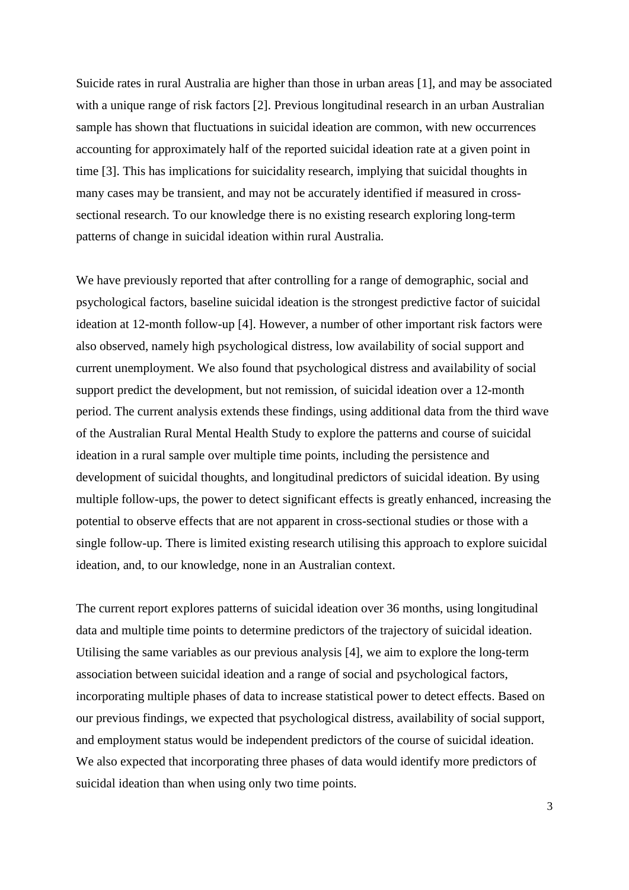Suicide rates in rural Australia are higher than those in urban areas [1], and may be associated with a unique range of risk factors [2]. Previous longitudinal research in an urban Australian sample has shown that fluctuations in suicidal ideation are common, with new occurrences accounting for approximately half of the reported suicidal ideation rate at a given point in time [3]. This has implications for suicidality research, implying that suicidal thoughts in many cases may be transient, and may not be accurately identified if measured in cross-sectional research. To our knowledge there is no existing research exploring long-term patterns of change in suicidal ideation within rural Australia.

We have previously reported that after controlling for a range of demographic, social and psychological factors, baseline suicidal ideation is the strongest predictive factor of suicidal ideation at 12-month follow-up [4]. However, a number of other important risk factors were also observed, namely high psychological distress, low availability of social support and current unemployment. We also found that psychological distress and availability of social support predict the development, but not remission, of suicidal ideation over a 12-month period. The current analysis extends these findings, using additional data from the third wave of the Australian Rural Mental Health Study to explore the patterns and course of suicidal ideation in a rural sample over multiple time points, including the persistence and development of suicidal thoughts, and longitudinal predictors of suicidal ideation. By using multiple follow-ups, the power to detect significant effects is greatly enhanced, increasing the potential to observe effects that are not apparent in cross-sectional studies or those with a single follow-up. There is limited existing research utilising this approach to explore suicidal ideation, and, to our knowledge, none in an Australian context.

The current report explores patterns of suicidal ideation over 36 months, using longitudinal data and multiple time points to determine predictors of the trajectory of suicidal ideation. Utilising the same variables as our previous analysis [4], we aim to explore the long-term association between suicidal ideation and a range of social and psychological factors, incorporating multiple phases of data to increase statistical power to detect effects. Based on our previous findings, we expected that psychological distress, availability of social support, and employment status would be independent predictors of the course of suicidal ideation. We also expected that incorporating three phases of data would identify more predictors of suicidal ideation than when using only two time points.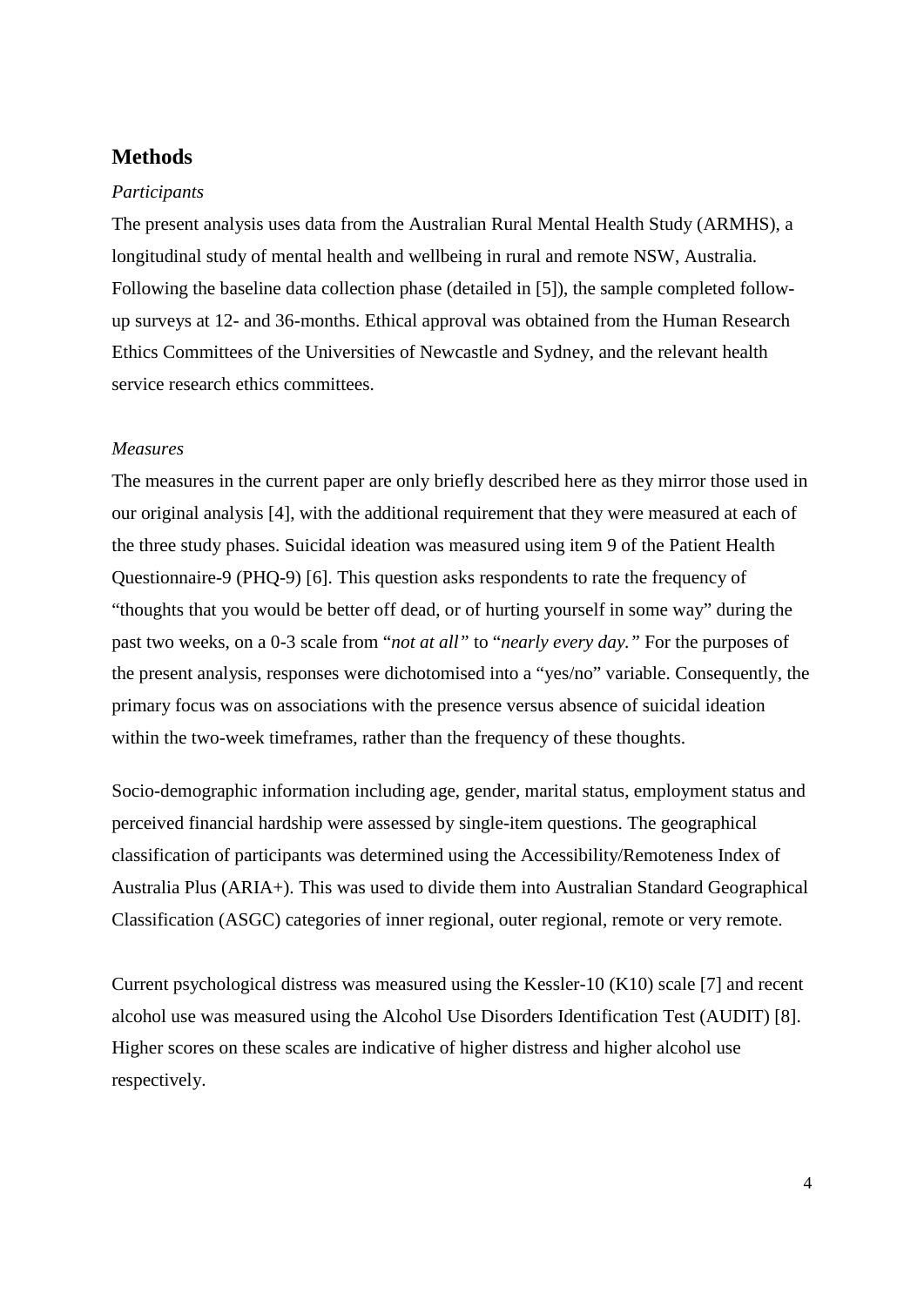## Methods

### *Participants*

The present analysis uses data from the Australian Rural Mental Health Study (ARMHS), a longitudinal study of mental health and wellbeing in rural and remote NSW, Australia. Following the baseline data collection phase (detailed in [5]), the sample completed follow-up surveys at 12- and 36-months. Ethical approval was obtained from the Human Research Ethics Committees of the Universities of Newcastle and Sydney, and the relevant health service research ethics committees.

### *Measures*

The measures in the current paper are only briefly described here as they mirror those used in our original analysis [4], with the additional requirement that they were measured at each of the three study phases. Suicidal ideation was measured using item 9 of the Patient Health Questionnaire-9 (PHQ-9) [6]. This question asks respondents to rate the frequency of "thoughts that you would be better off dead, or of hurting yourself in some way" during the past two weeks, on a 0-3 scale from "*not at all*" to "*nearly every day.*" For the purposes of the present analysis, responses were dichotomised into a "yes/no" variable. Consequently, the primary focus was on associations with the presence versus absence of suicidal ideation within the two-week timeframes, rather than the frequency of these thoughts.

Socio-demographic information including age, gender, marital status, employment status and perceived financial hardship were assessed by single-item questions. The geographical classification of participants was determined using the Accessibility/Remoteness Index of Australia Plus (ARIA+). This was used to divide them into Australian Standard Geographical Classification (ASGC) categories of inner regional, outer regional, remote or very remote.

Current psychological distress was measured using the Kessler-10 (K10) scale [7] and recent alcohol use was measured using the Alcohol Use Disorders Identification Test (AUDIT) [8]. Higher scores on these scales are indicative of higher distress and higher alcohol use respectively.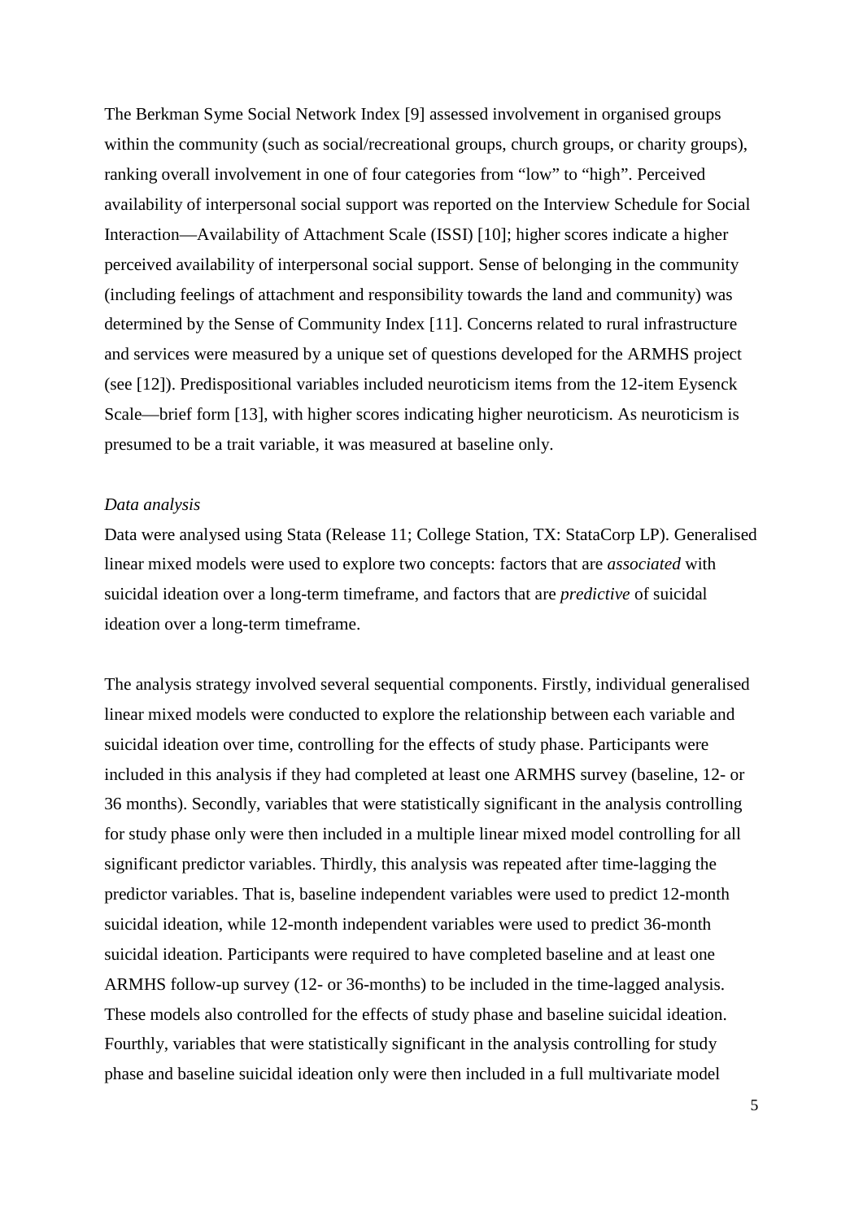The Berkman Syme Social Network Index [9] assessed involvement in organised groups within the community (such as social/recreational groups, church groups, or charity groups), ranking overall involvement in one of four categories from "low" to "high". Perceived availability of interpersonal social support was reported on the Interview Schedule for Social Interaction—Availability of Attachment Scale (ISSI) [10]; higher scores indicate a higher perceived availability of interpersonal social support. Sense of belonging in the community (including feelings of attachment and responsibility towards the land and community) was determined by the Sense of Community Index [11]. Concerns related to rural infrastructure and services were measured by a unique set of questions developed for the ARMHS project (see [12]). Predispositional variables included neuroticism items from the 12-item Eysenck Scale—brief form [13], with higher scores indicating higher neuroticism. As neuroticism is presumed to be a trait variable, it was measured at baseline only.

*Data analysis*

Data were analysed using Stata (Release 11; College Station, TX: StataCorp LP). Generalised linear mixed models were used to explore two concepts: factors that are *associated* with suicidal ideation over a long-term timeframe, and factors that are *predictive* of suicidal ideation over a long-term timeframe.

The analysis strategy involved several sequential components. Firstly, individual generalised linear mixed models were conducted to explore the relationship between each variable and suicidal ideation over time, controlling for the effects of study phase. Participants were included in this analysis if they had completed at least one ARMHS survey (baseline, 12- or 36 months). Secondly, variables that were statistically significant in the analysis controlling for study phase only were then included in a multiple linear mixed model controlling for all significant predictor variables. Thirdly, this analysis was repeated after time-lagging the predictor variables. That is, baseline independent variables were used to predict 12-month suicidal ideation, while 12-month independent variables were used to predict 36-month suicidal ideation. Participants were required to have completed baseline and at least one ARMHS follow-up survey (12- or 36-months) to be included in the time-lagged analysis. These models also controlled for the effects of study phase and baseline suicidal ideation. Fourthly, variables that were statistically significant in the analysis controlling for study phase and baseline suicidal ideation only were then included in a full multivariate model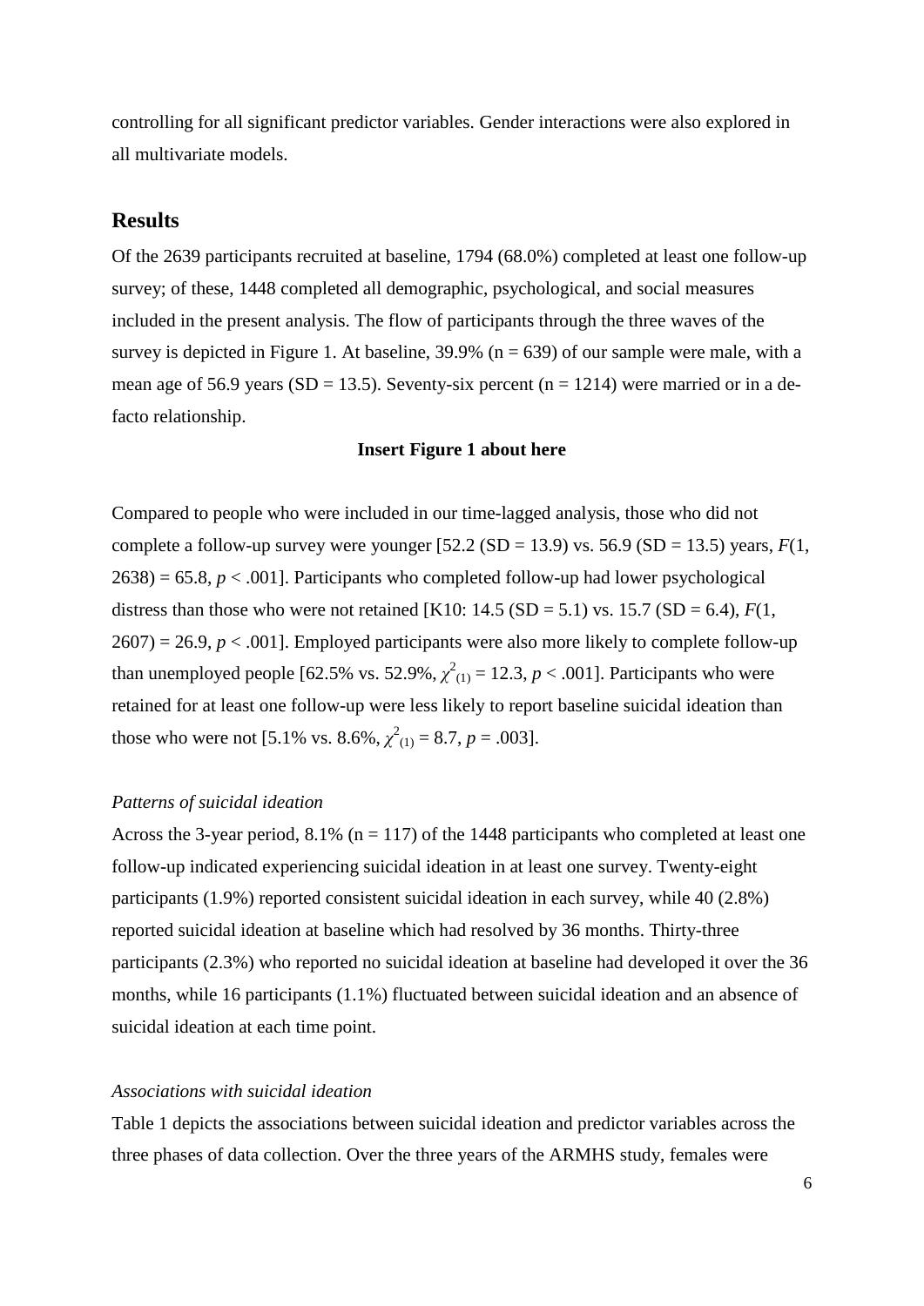controlling for all significant predictor variables. Gender interactions were also explored in all multivariate models.

## Results

Of the 2639 participants recruited at baseline, 1794 (68.0%) completed at least one follow-up survey; of these, 1448 completed all demographic, psychological, and social measures included in the present analysis. The flow of participants through the three waves of the survey is depicted in Figure 1. At baseline, 39.9% (n = 639) of our sample were male, with a mean age of 56.9 years (SD = 13.5). Seventy-six percent (n = 1214) were married or in a de-facto relationship.

**Insert Figure 1 about here**

Compared to people who were included in our time-lagged analysis, those who did not complete a follow-up survey were younger [52.2 (SD = 13.9) vs. 56.9 (SD = 13.5) years, $F(1, 2638) = 65.8$, $p < .001$]. Participants who completed follow-up had lower psychological distress than those who were not retained [K10: 14.5 (SD = 5.1) vs. 15.7 (SD = 6.4), $F(1, 2607) = 26.9$, $p < .001$]. Employed participants were also more likely to complete follow-up than unemployed people [62.5% vs. 52.9%, $\chi^2_{(1)} = 12.3$, $p < .001$]. Participants who were retained for at least one follow-up were less likely to report baseline suicidal ideation than those who were not [5.1% vs. 8.6%, $\chi^2_{(1)} = 8.7$, $p = .003$].

### *Patterns of suicidal ideation*

Across the 3-year period, 8.1% (n = 117) of the 1448 participants who completed at least one follow-up indicated experiencing suicidal ideation in at least one survey. Twenty-eight participants (1.9%) reported consistent suicidal ideation in each survey, while 40 (2.8%) reported suicidal ideation at baseline which had resolved by 36 months. Thirty-three participants (2.3%) who reported no suicidal ideation at baseline had developed it over the 36 months, while 16 participants (1.1%) fluctuated between suicidal ideation and an absence of suicidal ideation at each time point.

### *Associations with suicidal ideation*

Table 1 depicts the associations between suicidal ideation and predictor variables across the three phases of data collection. Over the three years of the ARMHS study, females were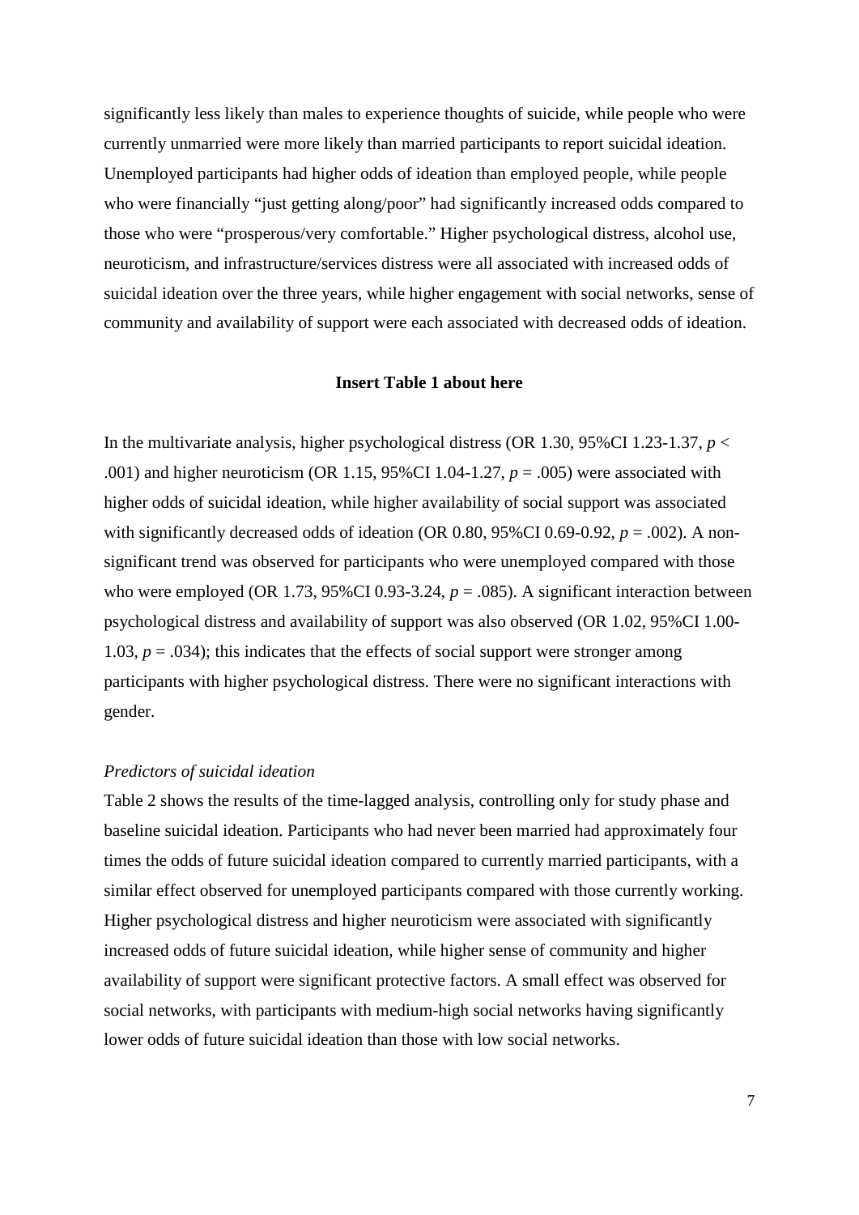significantly less likely than males to experience thoughts of suicide, while people who were currently unmarried were more likely than married participants to report suicidal ideation. Unemployed participants had higher odds of ideation than employed people, while people who were financially "just getting along/poor" had significantly increased odds compared to those who were "prosperous/very comfortable." Higher psychological distress, alcohol use, neuroticism, and infrastructure/services distress were all associated with increased odds of suicidal ideation over the three years, while higher engagement with social networks, sense of community and availability of support were each associated with decreased odds of ideation.

**Insert Table 1 about here**

In the multivariate analysis, higher psychological distress (OR 1.30, 95%CI 1.23-1.37, $p < .001$) and higher neuroticism (OR 1.15, 95%CI 1.04-1.27, $p = .005$) were associated with higher odds of suicidal ideation, while higher availability of social support was associated with significantly decreased odds of ideation (OR 0.80, 95%CI 0.69-0.92, $p = .002$). A non-significant trend was observed for participants who were unemployed compared with those who were employed (OR 1.73, 95%CI 0.93-3.24, $p = .085$). A significant interaction between psychological distress and availability of support was also observed (OR 1.02, 95%CI 1.00-1.03, $p = .034$); this indicates that the effects of social support were stronger among participants with higher psychological distress. There were no significant interactions with gender.

*Predictors of suicidal ideation*

Table 2 shows the results of the time-lagged analysis, controlling only for study phase and baseline suicidal ideation. Participants who had never been married had approximately four times the odds of future suicidal ideation compared to currently married participants, with a similar effect observed for unemployed participants compared with those currently working. Higher psychological distress and higher neuroticism were associated with significantly increased odds of future suicidal ideation, while higher sense of community and higher availability of support were significant protective factors. A small effect was observed for social networks, with participants with medium-high social networks having significantly lower odds of future suicidal ideation than those with low social networks.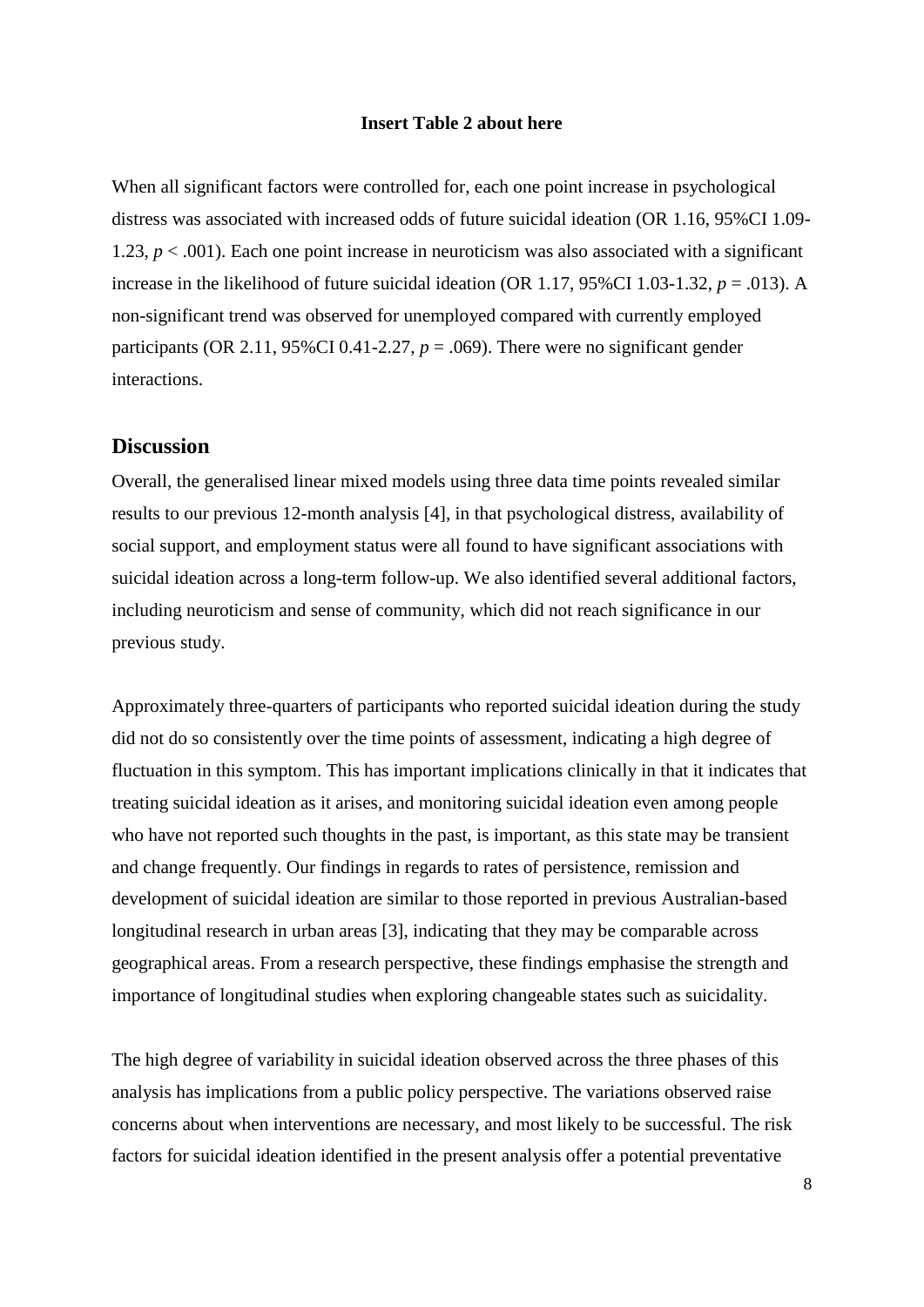**Insert Table 2 about here**

When all significant factors were controlled for, each one point increase in psychological distress was associated with increased odds of future suicidal ideation (OR 1.16, 95%CI 1.09-1.23, $p < .001$). Each one point increase in neuroticism was also associated with a significant increase in the likelihood of future suicidal ideation (OR 1.17, 95%CI 1.03-1.32, $p = .013$). A non-significant trend was observed for unemployed compared with currently employed participants (OR 2.11, 95%CI 0.41-2.27, $p = .069$). There were no significant gender interactions.

## Discussion

Overall, the generalised linear mixed models using three data time points revealed similar results to our previous 12-month analysis [4], in that psychological distress, availability of social support, and employment status were all found to have significant associations with suicidal ideation across a long-term follow-up. We also identified several additional factors, including neuroticism and sense of community, which did not reach significance in our previous study.

Approximately three-quarters of participants who reported suicidal ideation during the study did not do so consistently over the time points of assessment, indicating a high degree of fluctuation in this symptom. This has important implications clinically in that it indicates that treating suicidal ideation as it arises, and monitoring suicidal ideation even among people who have not reported such thoughts in the past, is important, as this state may be transient and change frequently. Our findings in regards to rates of persistence, remission and development of suicidal ideation are similar to those reported in previous Australian-based longitudinal research in urban areas [3], indicating that they may be comparable across geographical areas. From a research perspective, these findings emphasise the strength and importance of longitudinal studies when exploring changeable states such as suicidality.

The high degree of variability in suicidal ideation observed across the three phases of this analysis has implications from a public policy perspective. The variations observed raise concerns about when interventions are necessary, and most likely to be successful. The risk factors for suicidal ideation identified in the present analysis offer a potential preventative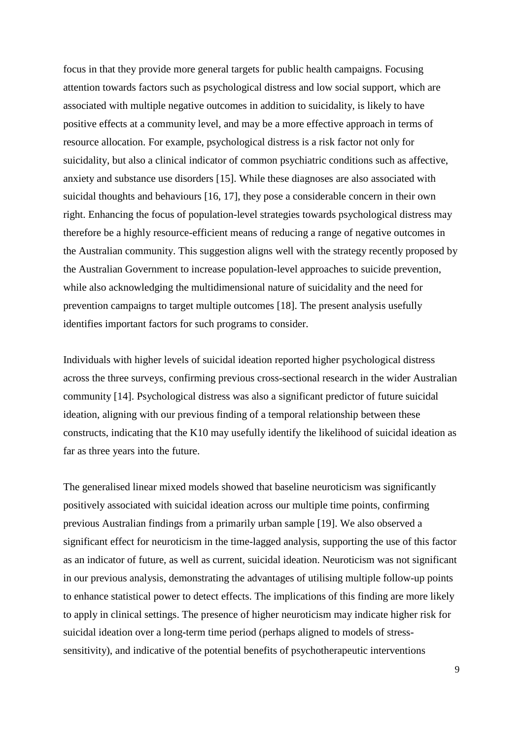focus in that they provide more general targets for public health campaigns. Focusing attention towards factors such as psychological distress and low social support, which are associated with multiple negative outcomes in addition to suicidality, is likely to have positive effects at a community level, and may be a more effective approach in terms of resource allocation. For example, psychological distress is a risk factor not only for suicidality, but also a clinical indicator of common psychiatric conditions such as affective, anxiety and substance use disorders [15]. While these diagnoses are also associated with suicidal thoughts and behaviours [16, 17], they pose a considerable concern in their own right. Enhancing the focus of population-level strategies towards psychological distress may therefore be a highly resource-efficient means of reducing a range of negative outcomes in the Australian community. This suggestion aligns well with the strategy recently proposed by the Australian Government to increase population-level approaches to suicide prevention, while also acknowledging the multidimensional nature of suicidality and the need for prevention campaigns to target multiple outcomes [18]. The present analysis usefully identifies important factors for such programs to consider.

Individuals with higher levels of suicidal ideation reported higher psychological distress across the three surveys, confirming previous cross-sectional research in the wider Australian community [14]. Psychological distress was also a significant predictor of future suicidal ideation, aligning with our previous finding of a temporal relationship between these constructs, indicating that the K10 may usefully identify the likelihood of suicidal ideation as far as three years into the future.

The generalised linear mixed models showed that baseline neuroticism was significantly positively associated with suicidal ideation across our multiple time points, confirming previous Australian findings from a primarily urban sample [19]. We also observed a significant effect for neuroticism in the time-lagged analysis, supporting the use of this factor as an indicator of future, as well as current, suicidal ideation. Neuroticism was not significant in our previous analysis, demonstrating the advantages of utilising multiple follow-up points to enhance statistical power to detect effects. The implications of this finding are more likely to apply in clinical settings. The presence of higher neuroticism may indicate higher risk for suicidal ideation over a long-term time period (perhaps aligned to models of stress-sensitivity), and indicative of the potential benefits of psychotherapeutic interventions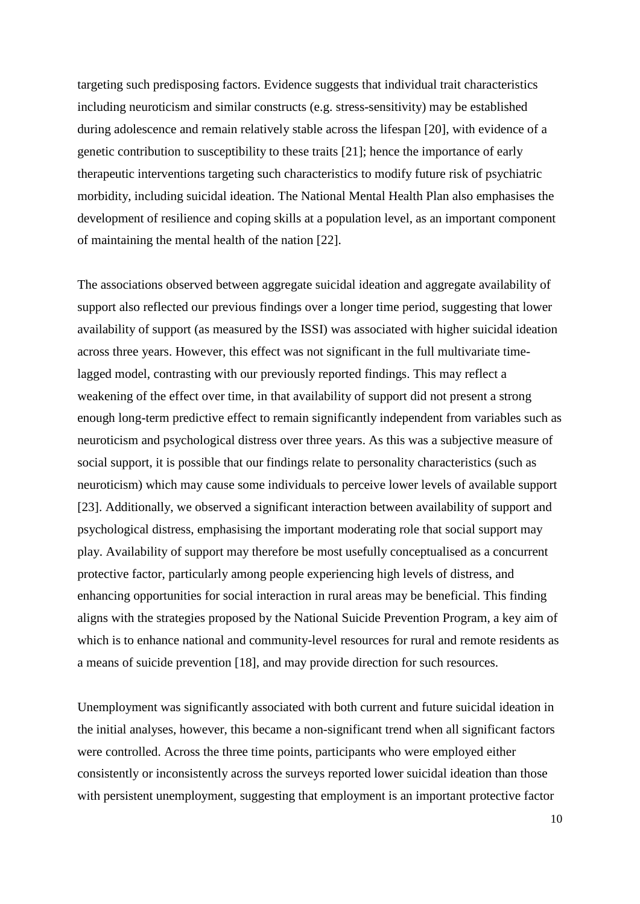targeting such predisposing factors. Evidence suggests that individual trait characteristics including neuroticism and similar constructs (e.g. stress-sensitivity) may be established during adolescence and remain relatively stable across the lifespan [20], with evidence of a genetic contribution to susceptibility to these traits [21]; hence the importance of early therapeutic interventions targeting such characteristics to modify future risk of psychiatric morbidity, including suicidal ideation. The National Mental Health Plan also emphasises the development of resilience and coping skills at a population level, as an important component of maintaining the mental health of the nation [22].

The associations observed between aggregate suicidal ideation and aggregate availability of support also reflected our previous findings over a longer time period, suggesting that lower availability of support (as measured by the ISSI) was associated with higher suicidal ideation across three years. However, this effect was not significant in the full multivariate time-lagged model, contrasting with our previously reported findings. This may reflect a weakening of the effect over time, in that availability of support did not present a strong enough long-term predictive effect to remain significantly independent from variables such as neuroticism and psychological distress over three years. As this was a subjective measure of social support, it is possible that our findings relate to personality characteristics (such as neuroticism) which may cause some individuals to perceive lower levels of available support [23]. Additionally, we observed a significant interaction between availability of support and psychological distress, emphasising the important moderating role that social support may play. Availability of support may therefore be most usefully conceptualised as a concurrent protective factor, particularly among people experiencing high levels of distress, and enhancing opportunities for social interaction in rural areas may be beneficial. This finding aligns with the strategies proposed by the National Suicide Prevention Program, a key aim of which is to enhance national and community-level resources for rural and remote residents as a means of suicide prevention [18], and may provide direction for such resources.

Unemployment was significantly associated with both current and future suicidal ideation in the initial analyses, however, this became a non-significant trend when all significant factors were controlled. Across the three time points, participants who were employed either consistently or inconsistently across the surveys reported lower suicidal ideation than those with persistent unemployment, suggesting that employment is an important protective factor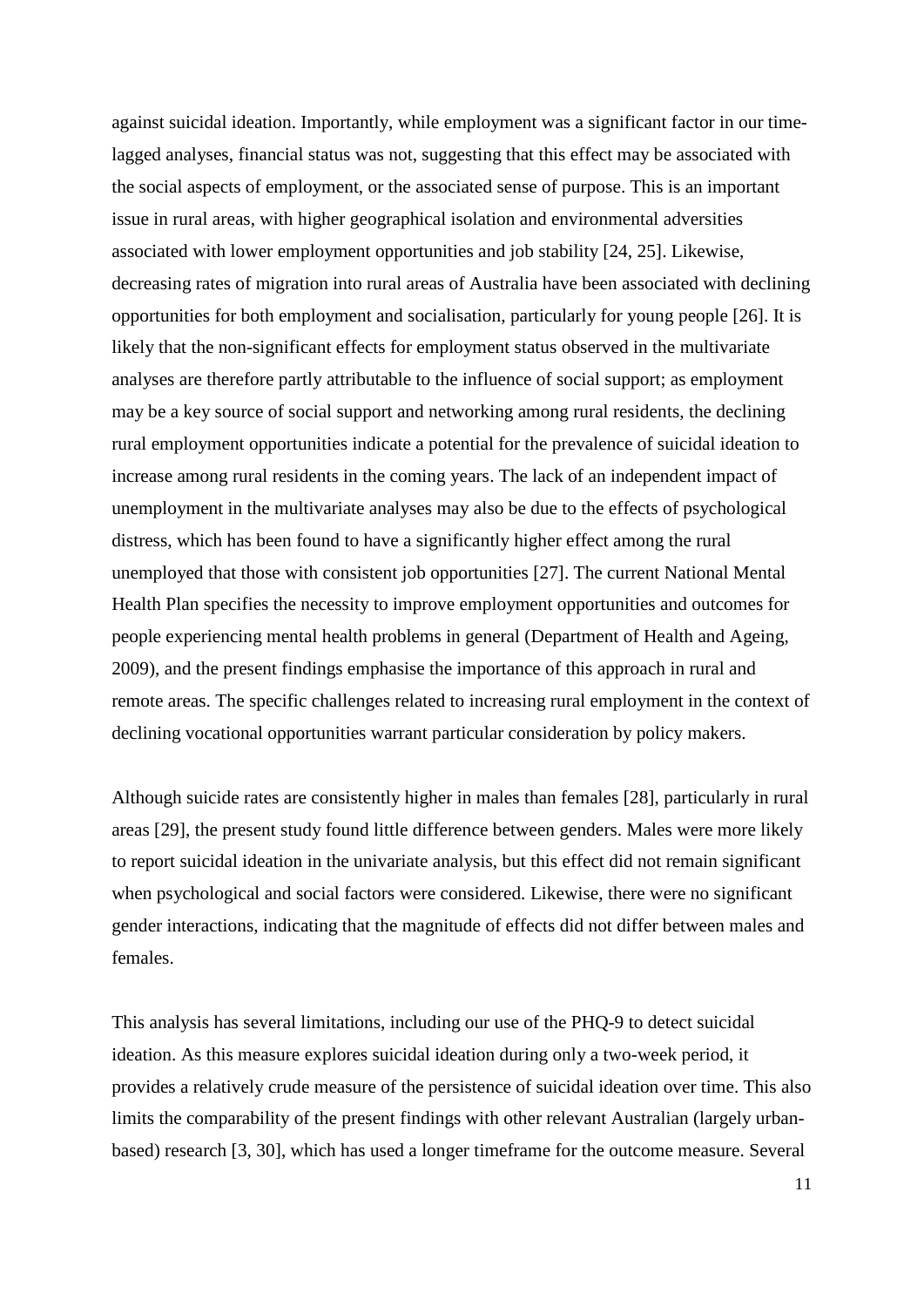against suicidal ideation. Importantly, while employment was a significant factor in our time-lagged analyses, financial status was not, suggesting that this effect may be associated with the social aspects of employment, or the associated sense of purpose. This is an important issue in rural areas, with higher geographical isolation and environmental adversities associated with lower employment opportunities and job stability [24, 25]. Likewise, decreasing rates of migration into rural areas of Australia have been associated with declining opportunities for both employment and socialisation, particularly for young people [26]. It is likely that the non-significant effects for employment status observed in the multivariate analyses are therefore partly attributable to the influence of social support; as employment may be a key source of social support and networking among rural residents, the declining rural employment opportunities indicate a potential for the prevalence of suicidal ideation to increase among rural residents in the coming years. The lack of an independent impact of unemployment in the multivariate analyses may also be due to the effects of psychological distress, which has been found to have a significantly higher effect among the rural unemployed that those with consistent job opportunities [27]. The current National Mental Health Plan specifies the necessity to improve employment opportunities and outcomes for people experiencing mental health problems in general (Department of Health and Ageing, 2009), and the present findings emphasise the importance of this approach in rural and remote areas. The specific challenges related to increasing rural employment in the context of declining vocational opportunities warrant particular consideration by policy makers.

Although suicide rates are consistently higher in males than females [28], particularly in rural areas [29], the present study found little difference between genders. Males were more likely to report suicidal ideation in the univariate analysis, but this effect did not remain significant when psychological and social factors were considered. Likewise, there were no significant gender interactions, indicating that the magnitude of effects did not differ between males and females.

This analysis has several limitations, including our use of the PHQ-9 to detect suicidal ideation. As this measure explores suicidal ideation during only a two-week period, it provides a relatively crude measure of the persistence of suicidal ideation over time. This also limits the comparability of the present findings with other relevant Australian (largely urban-based) research [3, 30], which has used a longer timeframe for the outcome measure. Several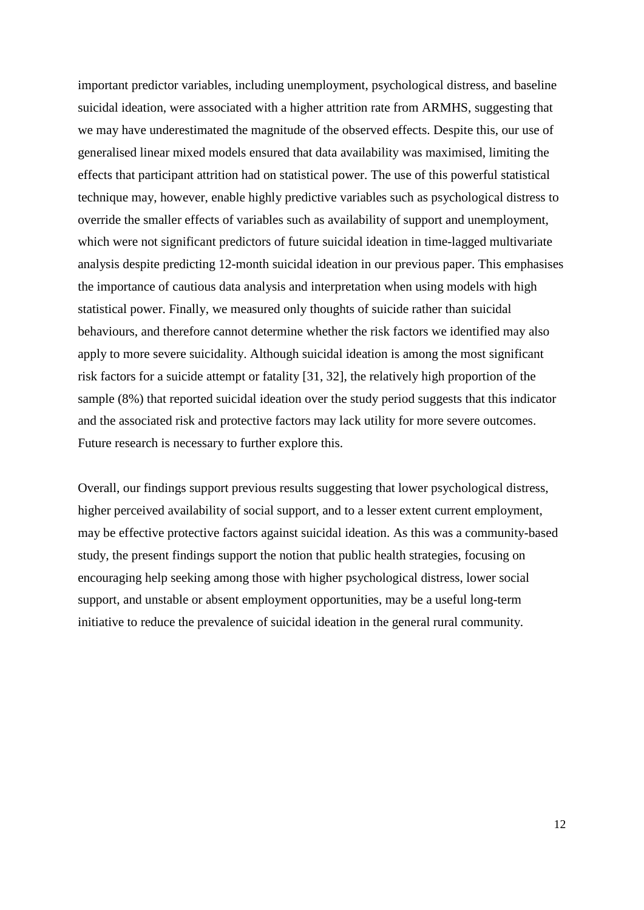important predictor variables, including unemployment, psychological distress, and baseline suicidal ideation, were associated with a higher attrition rate from ARMHS, suggesting that we may have underestimated the magnitude of the observed effects. Despite this, our use of generalised linear mixed models ensured that data availability was maximised, limiting the effects that participant attrition had on statistical power. The use of this powerful statistical technique may, however, enable highly predictive variables such as psychological distress to override the smaller effects of variables such as availability of support and unemployment, which were not significant predictors of future suicidal ideation in time-lagged multivariate analysis despite predicting 12-month suicidal ideation in our previous paper. This emphasises the importance of cautious data analysis and interpretation when using models with high statistical power. Finally, we measured only thoughts of suicide rather than suicidal behaviours, and therefore cannot determine whether the risk factors we identified may also apply to more severe suicidality. Although suicidal ideation is among the most significant risk factors for a suicide attempt or fatality [31, 32], the relatively high proportion of the sample (8%) that reported suicidal ideation over the study period suggests that this indicator and the associated risk and protective factors may lack utility for more severe outcomes. Future research is necessary to further explore this.

Overall, our findings support previous results suggesting that lower psychological distress, higher perceived availability of social support, and to a lesser extent current employment, may be effective protective factors against suicidal ideation. As this was a community-based study, the present findings support the notion that public health strategies, focusing on encouraging help seeking among those with higher psychological distress, lower social support, and unstable or absent employment opportunities, may be a useful long-term initiative to reduce the prevalence of suicidal ideation in the general rural community.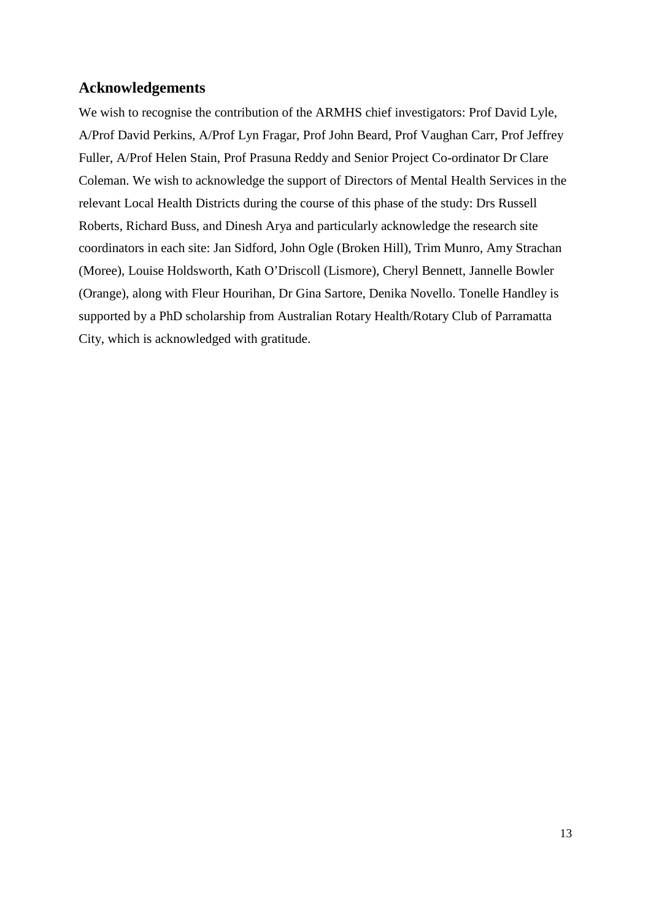## Acknowledgements

We wish to recognise the contribution of the ARMHS chief investigators: Prof David Lyle, A/Prof David Perkins, A/Prof Lyn Fragar, Prof John Beard, Prof Vaughan Carr, Prof Jeffrey Fuller, A/Prof Helen Stain, Prof Prasuna Reddy and Senior Project Co-ordinator Dr Clare Coleman. We wish to acknowledge the support of Directors of Mental Health Services in the relevant Local Health Districts during the course of this phase of the study: Drs Russell Roberts, Richard Buss, and Dinesh Arya and particularly acknowledge the research site coordinators in each site: Jan Sidford, John Ogle (Broken Hill), Trim Munro, Amy Strachan (Moree), Louise Holdsworth, Kath O'Driscoll (Lismore), Cheryl Bennett, Jannelle Bowler (Orange), along with Fleur Hourihan, Dr Gina Sartore, Denika Novello. Tonelle Handley is supported by a PhD scholarship from Australian Rotary Health/Rotary Club of Parramatta City, which is acknowledged with gratitude.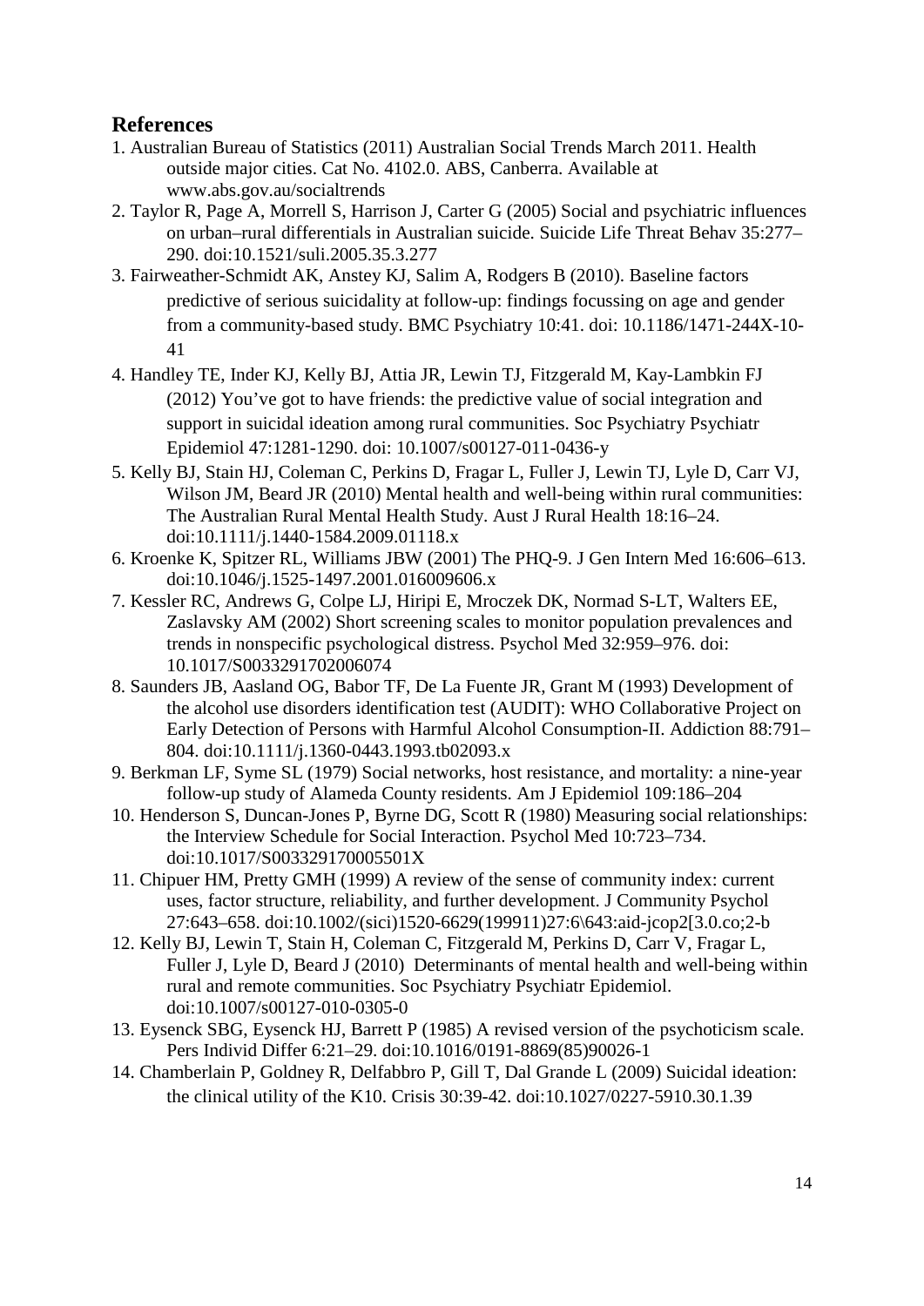## References

1. Australian Bureau of Statistics (2011) Australian Social Trends March 2011. Health outside major cities. Cat No. 4102.0. ABS, Canberra. Available at www.abs.gov.au/socialtrends
2. Taylor R, Page A, Morrell S, Harrison J, Carter G (2005) Social and psychiatric influences on urban–rural differentials in Australian suicide. Suicide Life Threat Behav 35:277–290. doi:10.1521/suli.2005.35.3.277
3. Fairweather-Schmidt AK, Anstey KJ, Salim A, Rodgers B (2010). Baseline factors predictive of serious suicidality at follow-up: findings focussing on age and gender from a community-based study. BMC Psychiatry 10:41. doi: 10.1186/1471-244X-10-41
4. Handley TE, Inder KJ, Kelly BJ, Attia JR, Lewin TJ, Fitzgerald M, Kay-Lambkin FJ (2012) You've got to have friends: the predictive value of social integration and support in suicidal ideation among rural communities. Soc Psychiatry Psychiatr Epidemiol 47:1281-1290. doi: 10.1007/s00127-011-0436-y
5. Kelly BJ, Stain HJ, Coleman C, Perkins D, Fragar L, Fuller J, Lewin TJ, Lyle D, Carr VJ, Wilson JM, Beard JR (2010) Mental health and well-being within rural communities: The Australian Rural Mental Health Study. Aust J Rural Health 18:16–24. doi:10.1111/j.1440-1584.2009.01118.x
6. Kroenke K, Spitzer RL, Williams JBW (2001) The PHQ-9. J Gen Intern Med 16:606–613. doi:10.1046/j.1525-1497.2001.016009606.x
7. Kessler RC, Andrews G, Colpe LJ, Hiripi E, Mroczek DK, Normad S-LT, Walters EE, Zaslavsky AM (2002) Short screening scales to monitor population prevalences and trends in nonspecific psychological distress. Psychol Med 32:959–976. doi: 10.1017/S0033291702006074
8. Saunders JB, Aasland OG, Babor TF, De La Fuente JR, Grant M (1993) Development of the alcohol use disorders identification test (AUDIT): WHO Collaborative Project on Early Detection of Persons with Harmful Alcohol Consumption-II. Addiction 88:791–804. doi:10.1111/j.1360-0443.1993.tb02093.x
9. Berkman LF, Syme SL (1979) Social networks, host resistance, and mortality: a nine-year follow-up study of Alameda County residents. Am J Epidemiol 109:186–204
10. Henderson S, Duncan-Jones P, Byrne DG, Scott R (1980) Measuring social relationships: the Interview Schedule for Social Interaction. Psychol Med 10:723–734. doi:10.1017/S003329170005501X
11. Chipuer HM, Pretty GMH (1999) A review of the sense of community index: current uses, factor structure, reliability, and further development. J Community Psychol 27:643–658. doi:10.1002/(sici)1520-6629(199911)27:6\643:aid-jcop2[3.0.co;2-b
12. Kelly BJ, Lewin T, Stain H, Coleman C, Fitzgerald M, Perkins D, Carr V, Fragar L, Fuller J, Lyle D, Beard J (2010) Determinants of mental health and well-being within rural and remote communities. Soc Psychiatry Psychiatr Epidemiol. doi:10.1007/s00127-010-0305-0
13. Eysenck SBG, Eysenck HJ, Barrett P (1985) A revised version of the psychoticism scale. Pers Individ Differ 6:21–29. doi:10.1016/0191-8869(85)90026-1
14. Chamberlain P, Goldney R, Delfabbro P, Gill T, Dal Grande L (2009) Suicidal ideation: the clinical utility of the K10. Crisis 30:39-42. doi:10.1027/0227-5910.30.1.39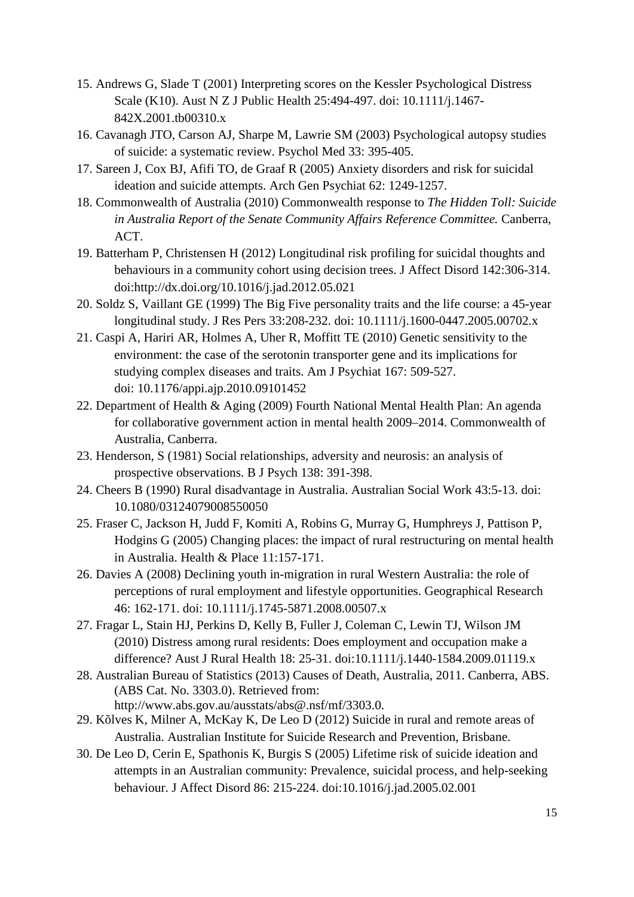15. Andrews G, Slade T (2001) Interpreting scores on the Kessler Psychological Distress Scale (K10). Aust N Z J Public Health 25:494-497. doi: 10.1111/j.1467-842X.2001.tb00310.x
16. Cavanagh JTO, Carson AJ, Sharpe M, Lawrie SM (2003) Psychological autopsy studies of suicide: a systematic review. Psychol Med 33: 395-405.
17. Sareen J, Cox BJ, Afifi TO, de Graaf R (2005) Anxiety disorders and risk for suicidal ideation and suicide attempts. Arch Gen Psychiat 62: 1249-1257.
18. Commonwealth of Australia (2010) Commonwealth response to *The Hidden Toll: Suicide in Australia Report of the Senate Community Affairs Reference Committee.* Canberra, ACT.
19. Batterham P, Christensen H (2012) Longitudinal risk profiling for suicidal thoughts and behaviours in a community cohort using decision trees. J Affect Disord 142:306-314. doi:http://dx.doi.org/10.1016/j.jad.2012.05.021
20. Soldz S, Vaillant GE (1999) The Big Five personality traits and the life course: a 45-year longitudinal study. J Res Pers 33:208-232. doi: 10.1111/j.1600-0447.2005.00702.x
21. Caspi A, Hariri AR, Holmes A, Uher R, Moffitt TE (2010) Genetic sensitivity to the environment: the case of the serotonin transporter gene and its implications for studying complex diseases and traits. Am J Psychiat 167: 509-527. doi: 10.1176/appi.ajp.2010.09101452
22. Department of Health & Aging (2009) Fourth National Mental Health Plan: An agenda for collaborative government action in mental health 2009–2014. Commonwealth of Australia, Canberra.
23. Henderson, S (1981) Social relationships, adversity and neurosis: an analysis of prospective observations. B J Psych 138: 391-398.
24. Cheers B (1990) Rural disadvantage in Australia. Australian Social Work 43:5-13. doi: 10.1080/03124079008550050
25. Fraser C, Jackson H, Judd F, Komiti A, Robins G, Murray G, Humphreys J, Pattison P, Hodgins G (2005) Changing places: the impact of rural restructuring on mental health in Australia. Health & Place 11:157-171.
26. Davies A (2008) Declining youth in-migration in rural Western Australia: the role of perceptions of rural employment and lifestyle opportunities. Geographical Research 46: 162-171. doi: 10.1111/j.1745-5871.2008.00507.x
27. Fragar L, Stain HJ, Perkins D, Kelly B, Fuller J, Coleman C, Lewin TJ, Wilson JM (2010) Distress among rural residents: Does employment and occupation make a difference? Aust J Rural Health 18: 25-31. doi:10.1111/j.1440-1584.2009.01119.x
28. Australian Bureau of Statistics (2013) Causes of Death, Australia, 2011. Canberra, ABS. (ABS Cat. No. 3303.0). Retrieved from: http://www.abs.gov.au/ausstats/abs@.nsf/mf/3303.0.
29. Kõlves K, Milner A, McKay K, De Leo D (2012) Suicide in rural and remote areas of Australia. Australian Institute for Suicide Research and Prevention, Brisbane.
30. De Leo D, Cerin E, Spathonis K, Burgis S (2005) Lifetime risk of suicide ideation and attempts in an Australian community: Prevalence, suicidal process, and help-seeking behaviour. J Affect Disord 86: 215-224. doi:10.1016/j.jad.2005.02.001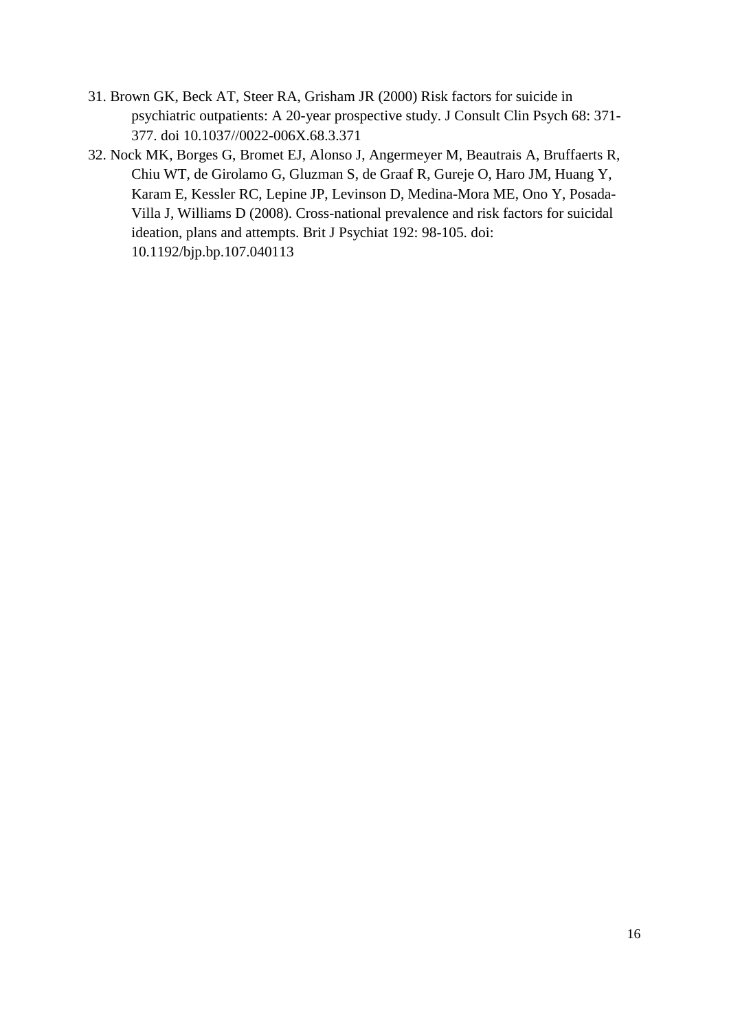31. Brown GK, Beck AT, Steer RA, Grisham JR (2000) Risk factors for suicide in psychiatric outpatients: A 20-year prospective study. J Consult Clin Psych 68: 371-377. doi 10.1037//0022-006X.68.3.371
32. Nock MK, Borges G, Bromet EJ, Alonso J, Angermeyer M, Beautrais A, Bruffaerts R, Chiu WT, de Girolamo G, Gluzman S, de Graaf R, Gureje O, Haro JM, Huang Y, Karam E, Kessler RC, Lepine JP, Levinson D, Medina-Mora ME, Ono Y, Posada-Villa J, Williams D (2008). Cross-national prevalence and risk factors for suicidal ideation, plans and attempts. Brit J Psychiat 192: 98-105. doi: 10.1192/bjp.bp.107.040113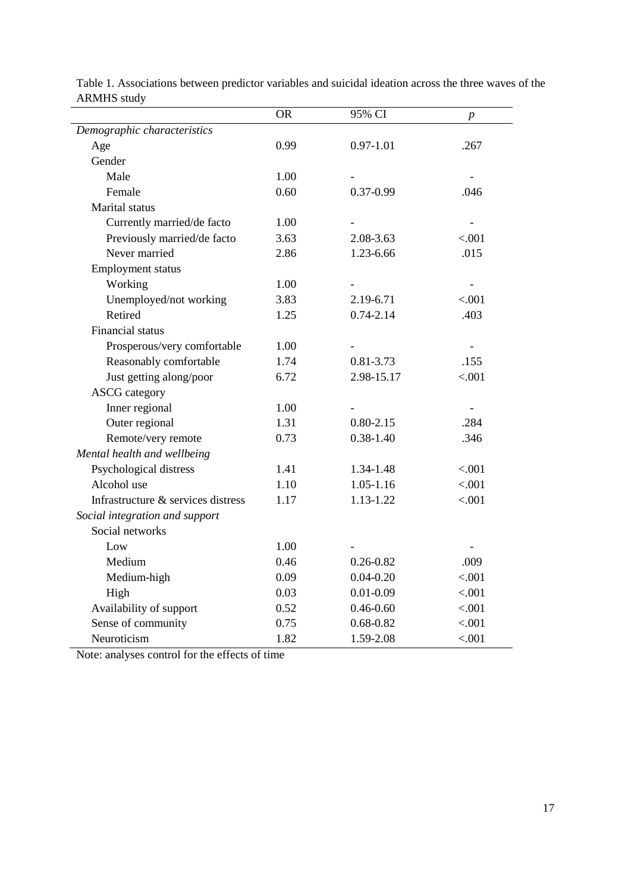Table 1. Associations between predictor variables and suicidal ideation across the three waves of the ARMHS study

| | OR | 95% CI | *p* |
|---|---|---|---|
| *Demographic characteristics* | | | |
| Age | 0.99 | 0.97-1.01 | .267 |
| Gender | | | |
| Male | 1.00 | - | - |
| Female | 0.60 | 0.37-0.99 | .046 |
| Marital status | | | |
| Currently married/de facto | 1.00 | - | - |
| Previously married/de facto | 3.63 | 2.08-3.63 | <.001 |
| Never married | 2.86 | 1.23-6.66 | .015 |
| Employment status | | | |
| Working | 1.00 | - | - |
| Unemployed/not working | 3.83 | 2.19-6.71 | <.001 |
| Retired | 1.25 | 0.74-2.14 | .403 |
| Financial status | | | |
| Prosperous/very comfortable | 1.00 | - | - |
| Reasonably comfortable | 1.74 | 0.81-3.73 | .155 |
| Just getting along/poor | 6.72 | 2.98-15.17 | <.001 |
| ASCG category | | | |
| Inner regional | 1.00 | - | - |
| Outer regional | 1.31 | 0.80-2.15 | .284 |
| Remote/very remote | 0.73 | 0.38-1.40 | .346 |
| *Mental health and wellbeing* | | | |
| Psychological distress | 1.41 | 1.34-1.48 | <.001 |
| Alcohol use | 1.10 | 1.05-1.16 | <.001 |
| Infrastructure & services distress | 1.17 | 1.13-1.22 | <.001 |
| *Social integration and support* | | | |
| Social networks | | | |
| Low | 1.00 | - | - |
| Medium | 0.46 | 0.26-0.82 | .009 |
| Medium-high | 0.09 | 0.04-0.20 | <.001 |
| High | 0.03 | 0.01-0.09 | <.001 |
| Availability of support | 0.52 | 0.46-0.60 | <.001 |
| Sense of community | 0.75 | 0.68-0.82 | <.001 |
| Neuroticism | 1.82 | 1.59-2.08 | <.001 |

Note: analyses control for the effects of time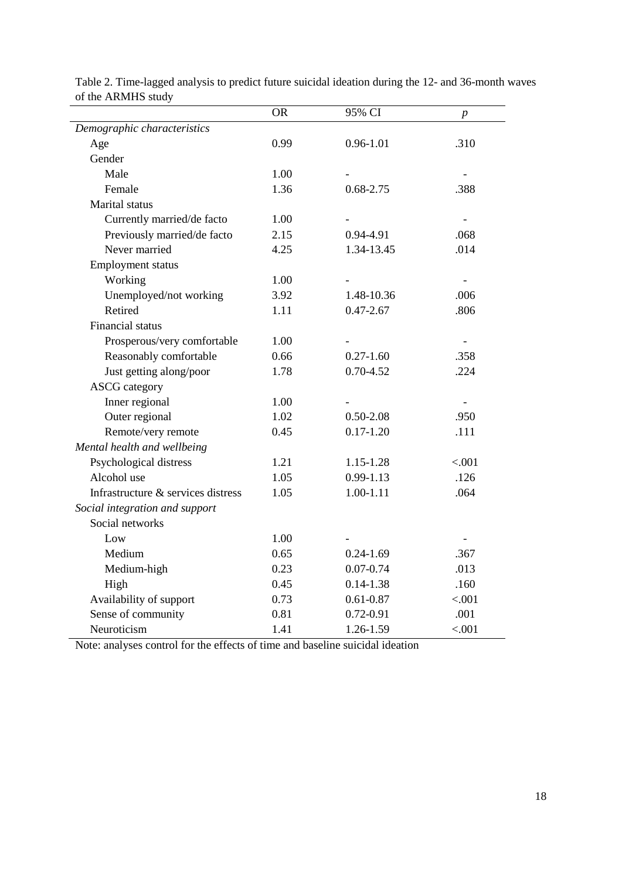Table 2. Time-lagged analysis to predict future suicidal ideation during the 12- and 36-month waves of the ARMHS study

| | OR | 95% CI | *p* |
|---|---|---|---|
| *Demographic characteristics* | | | |
| Age | 0.99 | 0.96-1.01 | .310 |
| Gender | | | |
| Male | 1.00 | - | - |
| Female | 1.36 | 0.68-2.75 | .388 |
| Marital status | | | |
| Currently married/de facto | 1.00 | - | - |
| Previously married/de facto | 2.15 | 0.94-4.91 | .068 |
| Never married | 4.25 | 1.34-13.45 | .014 |
| Employment status | | | |
| Working | 1.00 | - | - |
| Unemployed/not working | 3.92 | 1.48-10.36 | .006 |
| Retired | 1.11 | 0.47-2.67 | .806 |
| Financial status | | | |
| Prosperous/very comfortable | 1.00 | - | - |
| Reasonably comfortable | 0.66 | 0.27-1.60 | .358 |
| Just getting along/poor | 1.78 | 0.70-4.52 | .224 |
| ASCG category | | | |
| Inner regional | 1.00 | - | - |
| Outer regional | 1.02 | 0.50-2.08 | .950 |
| Remote/very remote | 0.45 | 0.17-1.20 | .111 |
| *Mental health and wellbeing* | | | |
| Psychological distress | 1.21 | 1.15-1.28 | <.001 |
| Alcohol use | 1.05 | 0.99-1.13 | .126 |
| Infrastructure & services distress | 1.05 | 1.00-1.11 | .064 |
| *Social integration and support* | | | |
| Social networks | | | |
| Low | 1.00 | - | - |
| Medium | 0.65 | 0.24-1.69 | .367 |
| Medium-high | 0.23 | 0.07-0.74 | .013 |
| High | 0.45 | 0.14-1.38 | .160 |
| Availability of support | 0.73 | 0.61-0.87 | <.001 |
| Sense of community | 0.81 | 0.72-0.91 | .001 |
| Neuroticism | 1.41 | 1.26-1.59 | <.001 |

Note: analyses control for the effects of time and baseline suicidal ideation